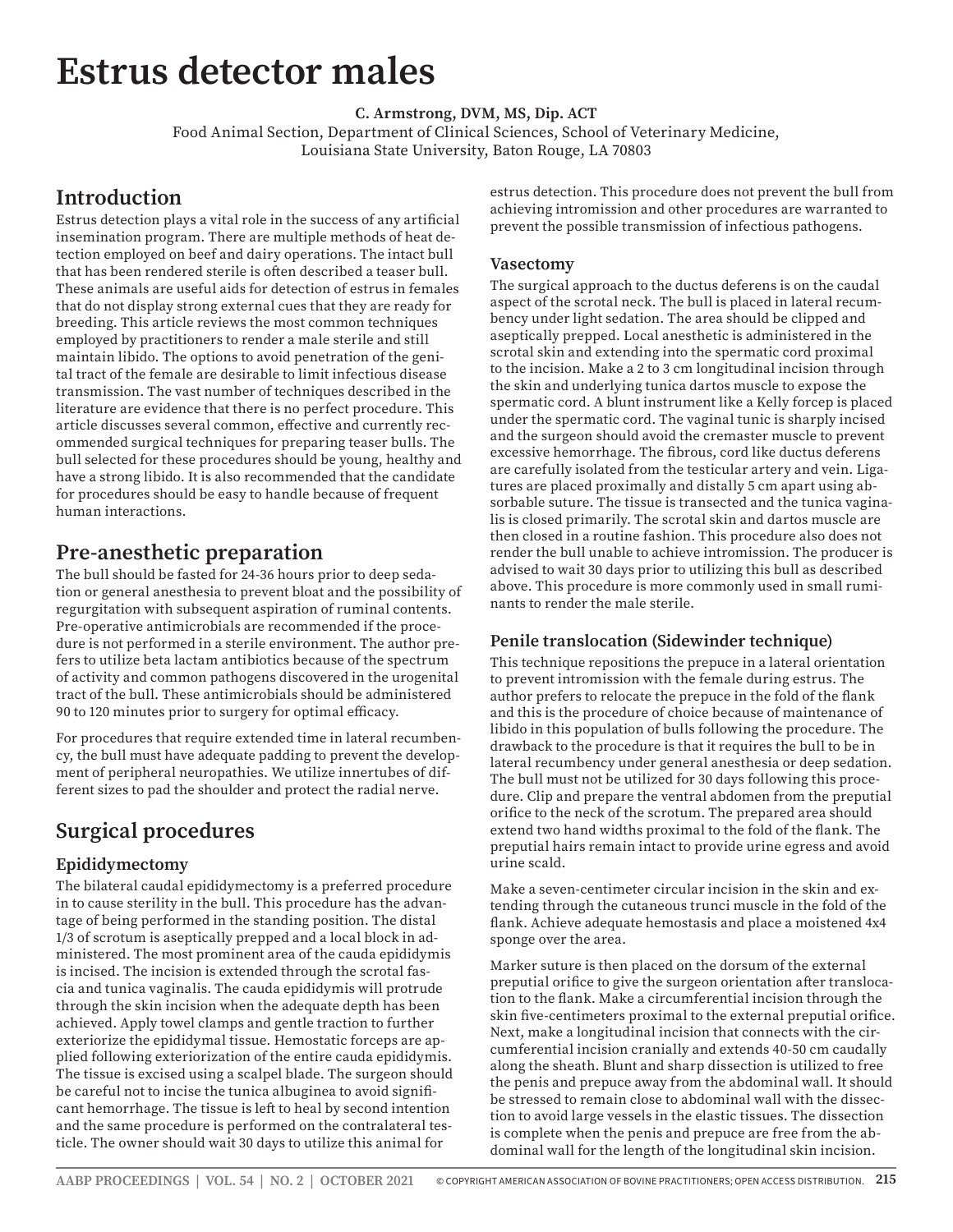# Estrus detector males

**C. Armstrong, DVM, MS, Dip. ACT**

Food Animal Section, Department of Clinical Sciences, School of Veterinary Medicine, Louisiana State University, Baton Rouge, LA 70803

## Introduction

Estrus detection plays a vital role in the success of any artificial insemination program. There are multiple methods of heat detection employed on beef and dairy operations. The intact bull that has been rendered sterile is often described a teaser bull. These animals are useful aids for detection of estrus in females that do not display strong external cues that they are ready for breeding. This article reviews the most common techniques employed by practitioners to render a male sterile and still maintain libido. The options to avoid penetration of the genital tract of the female are desirable to limit infectious disease transmission. The vast number of techniques described in the literature are evidence that there is no perfect procedure. This article discusses several common, effective and currently recommended surgical techniques for preparing teaser bulls. The bull selected for these procedures should be young, healthy and have a strong libido. It is also recommended that the candidate for procedures should be easy to handle because of frequent human interactions.

## Pre-anesthetic preparation

The bull should be fasted for 24-36 hours prior to deep sedation or general anesthesia to prevent bloat and the possibility of regurgitation with subsequent aspiration of ruminal contents. Pre-operative antimicrobials are recommended if the procedure is not performed in a sterile environment. The author prefers to utilize beta lactam antibiotics because of the spectrum of activity and common pathogens discovered in the urogenital tract of the bull. These antimicrobials should be administered 90 to 120 minutes prior to surgery for optimal efficacy.

For procedures that require extended time in lateral recumbency, the bull must have adequate padding to prevent the development of peripheral neuropathies. We utilize innertubes of different sizes to pad the shoulder and protect the radial nerve.

## Surgical procedures

### Epididymectomy

The bilateral caudal epididymectomy is a preferred procedure in to cause sterility in the bull. This procedure has the advantage of being performed in the standing position. The distal 1/3 of scrotum is aseptically prepped and a local block in administered. The most prominent area of the cauda epididymis is incised. The incision is extended through the scrotal fascia and tunica vaginalis. The cauda epididymis will protrude through the skin incision when the adequate depth has been achieved. Apply towel clamps and gentle traction to further exteriorize the epididymal tissue. Hemostatic forceps are applied following exteriorization of the entire cauda epididymis. The tissue is excised using a scalpel blade. The surgeon should be careful not to incise the tunica albuginea to avoid significant hemorrhage. The tissue is left to heal by second intention and the same procedure is performed on the contralateral testicle. The owner should wait 30 days to utilize this animal for estrus detection. This procedure does not prevent the bull from achieving intromission and other procedures are warranted to prevent the possible transmission of infectious pathogens.

### Vasectomy

The surgical approach to the ductus deferens is on the caudal aspect of the scrotal neck. The bull is placed in lateral recumbency under light sedation. The area should be clipped and aseptically prepped. Local anesthetic is administered in the scrotal skin and extending into the spermatic cord proximal to the incision. Make a 2 to 3 cm longitudinal incision through the skin and underlying tunica dartos muscle to expose the spermatic cord. A blunt instrument like a Kelly forcep is placed under the spermatic cord. The vaginal tunic is sharply incised and the surgeon should avoid the cremaster muscle to prevent excessive hemorrhage. The fibrous, cord like ductus deferens are carefully isolated from the testicular artery and vein. Ligatures are placed proximally and distally 5 cm apart using absorbable suture. The tissue is transected and the tunica vaginalis is closed primarily. The scrotal skin and dartos muscle are then closed in a routine fashion. This procedure also does not render the bull unable to achieve intromission. The producer is advised to wait 30 days prior to utilizing this bull as described above. This procedure is more commonly used in small ruminants to render the male sterile.

### Penile translocation (Sidewinder technique)

This technique repositions the prepuce in a lateral orientation to prevent intromission with the female during estrus. The author prefers to relocate the prepuce in the fold of the flank and this is the procedure of choice because of maintenance of libido in this population of bulls following the procedure. The drawback to the procedure is that it requires the bull to be in lateral recumbency under general anesthesia or deep sedation. The bull must not be utilized for 30 days following this procedure. Clip and prepare the ventral abdomen from the preputial orifice to the neck of the scrotum. The prepared area should extend two hand widths proximal to the fold of the flank. The preputial hairs remain intact to provide urine egress and avoid urine scald.

Make a seven-centimeter circular incision in the skin and extending through the cutaneous trunci muscle in the fold of the flank. Achieve adequate hemostasis and place a moistened 4x4 sponge over the area.

Marker suture is then placed on the dorsum of the external preputial orifice to give the surgeon orientation after translocation to the flank. Make a circumferential incision through the skin five-centimeters proximal to the external preputial orifice. Next, make a longitudinal incision that connects with the circumferential incision cranially and extends 40-50 cm caudally along the sheath. Blunt and sharp dissection is utilized to free the penis and prepuce away from the abdominal wall. It should be stressed to remain close to abdominal wall with the dissection to avoid large vessels in the elastic tissues. The dissection is complete when the penis and prepuce are free from the abdominal wall for the length of the longitudinal skin incision.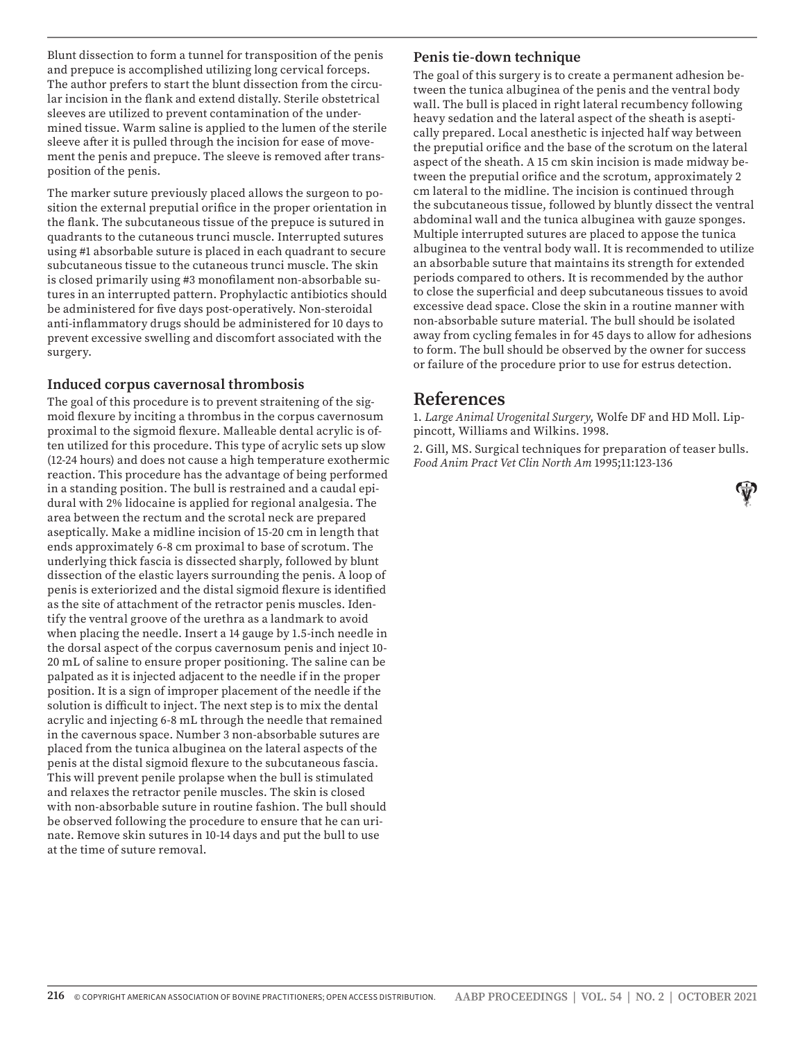Blunt dissection to form a tunnel for transposition of the penis and prepuce is accomplished utilizing long cervical forceps. The author prefers to start the blunt dissection from the circular incision in the flank and extend distally. Sterile obstetrical sleeves are utilized to prevent contamination of the undermined tissue. Warm saline is applied to the lumen of the sterile sleeve after it is pulled through the incision for ease of movement the penis and prepuce. The sleeve is removed after transposition of the penis.

The marker suture previously placed allows the surgeon to position the external preputial orifice in the proper orientation in the flank. The subcutaneous tissue of the prepuce is sutured in quadrants to the cutaneous trunci muscle. Interrupted sutures using #1 absorbable suture is placed in each quadrant to secure subcutaneous tissue to the cutaneous trunci muscle. The skin is closed primarily using #3 monofilament non-absorbable sutures in an interrupted pattern. Prophylactic antibiotics should be administered for five days post-operatively. Non-steroidal anti-inflammatory drugs should be administered for 10 days to prevent excessive swelling and discomfort associated with the surgery.

### Induced corpus cavernosal thrombosis

The goal of this procedure is to prevent straitening of the sigmoid flexure by inciting a thrombus in the corpus cavernosum proximal to the sigmoid flexure. Malleable dental acrylic is often utilized for this procedure. This type of acrylic sets up slow (12-24 hours) and does not cause a high temperature exothermic reaction. This procedure has the advantage of being performed in a standing position. The bull is restrained and a caudal epidural with 2% lidocaine is applied for regional analgesia. The area between the rectum and the scrotal neck are prepared aseptically. Make a midline incision of 15-20 cm in length that ends approximately 6-8 cm proximal to base of scrotum. The underlying thick fascia is dissected sharply, followed by blunt dissection of the elastic layers surrounding the penis. A loop of penis is exteriorized and the distal sigmoid flexure is identified as the site of attachment of the retractor penis muscles. Identify the ventral groove of the urethra as a landmark to avoid when placing the needle. Insert a 14 gauge by 1.5-inch needle in the dorsal aspect of the corpus cavernosum penis and inject 10-20 mL of saline to ensure proper positioning. The saline can be palpated as it is injected adjacent to the needle if in the proper position. It is a sign of improper placement of the needle if the solution is difficult to inject. The next step is to mix the dental acrylic and injecting 6-8 mL through the needle that remained in the cavernous space. Number 3 non-absorbable sutures are placed from the tunica albuginea on the lateral aspects of the penis at the distal sigmoid flexure to the subcutaneous fascia. This will prevent penile prolapse when the bull is stimulated and relaxes the retractor penile muscles. The skin is closed with non-absorbable suture in routine fashion. The bull should be observed following the procedure to ensure that he can urinate. Remove skin sutures in 10-14 days and put the bull to use at the time of suture removal.

### Penis tie-down technique

The goal of this surgery is to create a permanent adhesion between the tunica albuginea of the penis and the ventral body wall. The bull is placed in right lateral recumbency following heavy sedation and the lateral aspect of the sheath is aseptically prepared. Local anesthetic is injected half way between the preputial orifice and the base of the scrotum on the lateral aspect of the sheath. A 15 cm skin incision is made midway between the preputial orifice and the scrotum, approximately 2 cm lateral to the midline. The incision is continued through the subcutaneous tissue, followed by bluntly dissect the ventral abdominal wall and the tunica albuginea with gauze sponges. Multiple interrupted sutures are placed to appose the tunica albuginea to the ventral body wall. It is recommended to utilize an absorbable suture that maintains its strength for extended periods compared to others. It is recommended by the author to close the superficial and deep subcutaneous tissues to avoid excessive dead space. Close the skin in a routine manner with non-absorbable suture material. The bull should be isolated away from cycling females in for 45 days to allow for adhesions to form. The bull should be observed by the owner for success or failure of the procedure prior to use for estrus detection.

## References

1. *Large Animal Urogenital Surgery,* Wolfe DF and HD Moll. Lippincott, Williams and Wilkins. 1998.

2. Gill, MS. Surgical techniques for preparation of teaser bulls. *Food Anim Pract Vet Clin North Am* 1995;11:123-136